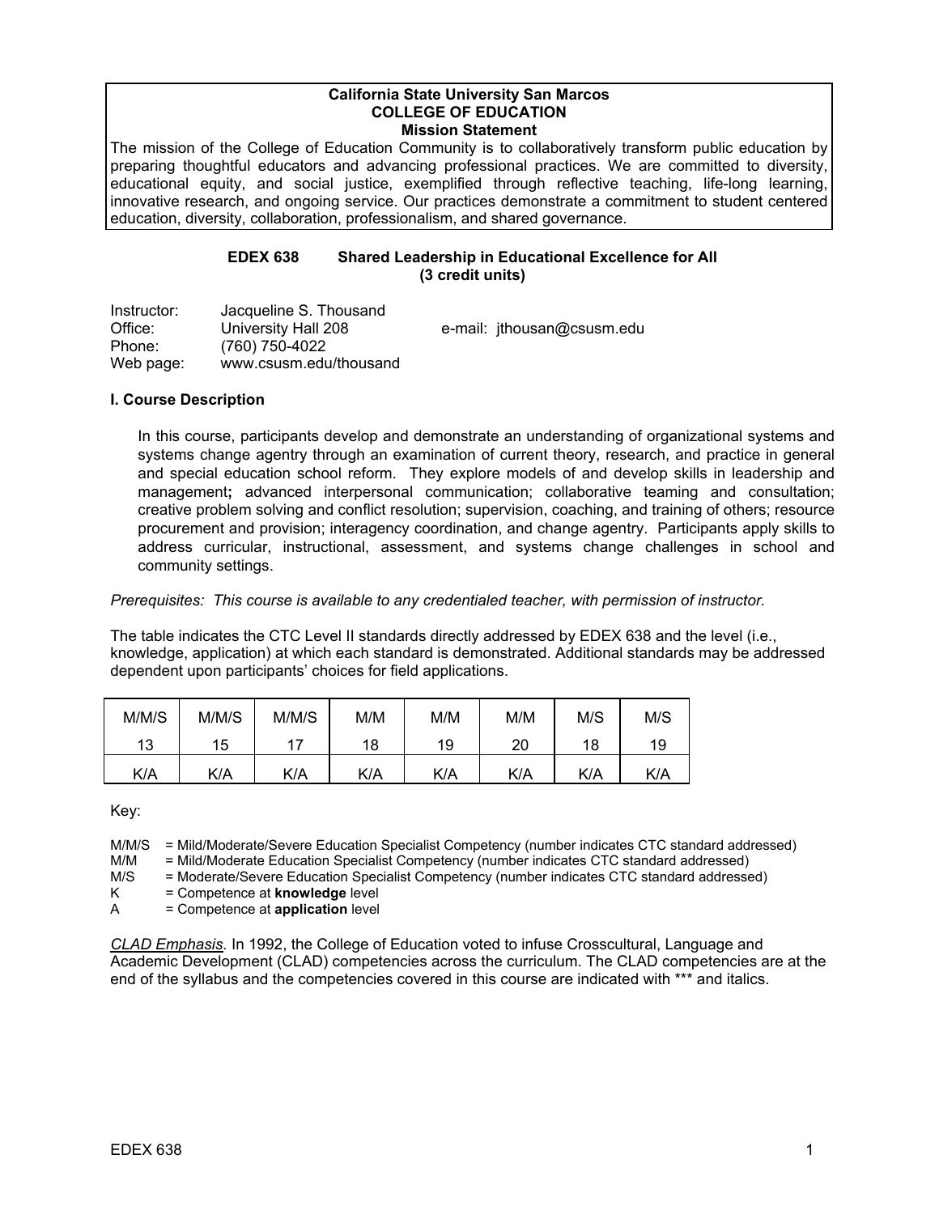**California State University San Marcos**
**COLLEGE OF EDUCATION**
**Mission Statement**

The mission of the College of Education Community is to collaboratively transform public education by preparing thoughtful educators and advancing professional practices. We are committed to diversity, educational equity, and social justice, exemplified through reflective teaching, life-long learning, innovative research, and ongoing service. Our practices demonstrate a commitment to student centered education, diversity, collaboration, professionalism, and shared governance.

## EDEX 638 Shared Leadership in Educational Excellence for All (3 credit units)

Instructor: Jacqueline S. Thousand
Office: University Hall 208 e-mail: jthousan@csusm.edu
Phone: (760) 750-4022
Web page: www.csusm.edu/thousand

### I. Course Description

In this course, participants develop and demonstrate an understanding of organizational systems and systems change agentry through an examination of current theory, research, and practice in general and special education school reform. They explore models of and develop skills in leadership and management**;** advanced interpersonal communication; collaborative teaming and consultation; creative problem solving and conflict resolution; supervision, coaching, and training of others; resource procurement and provision; interagency coordination, and change agentry. Participants apply skills to address curricular, instructional, assessment, and systems change challenges in school and community settings.

*Prerequisites: This course is available to any credentialed teacher, with permission of instructor.*

The table indicates the CTC Level II standards directly addressed by EDEX 638 and the level (i.e., knowledge, application) at which each standard is demonstrated. Additional standards may be addressed dependent upon participants' choices for field applications.

| M/M/S 13 | M/M/S 15 | M/M/S 17 | M/M 18 | M/M 19 | M/M 20 | M/S 18 | M/S 19 |
|---|---|---|---|---|---|---|---|
| K/A | K/A | K/A | K/A | K/A | K/A | K/A | K/A |

Key:

M/M/S = Mild/Moderate/Severe Education Specialist Competency (number indicates CTC standard addressed)
M/M = Mild/Moderate Education Specialist Competency (number indicates CTC standard addressed)
M/S = Moderate/Severe Education Specialist Competency (number indicates CTC standard addressed)
K = Competence at **knowledge** level
A = Competence at **application** level

*CLAD Emphasis.* In 1992, the College of Education voted to infuse Crosscultural, Language and Academic Development (CLAD) competencies across the curriculum. The CLAD competencies are at the end of the syllabus and the competencies covered in this course are indicated with *** and italics.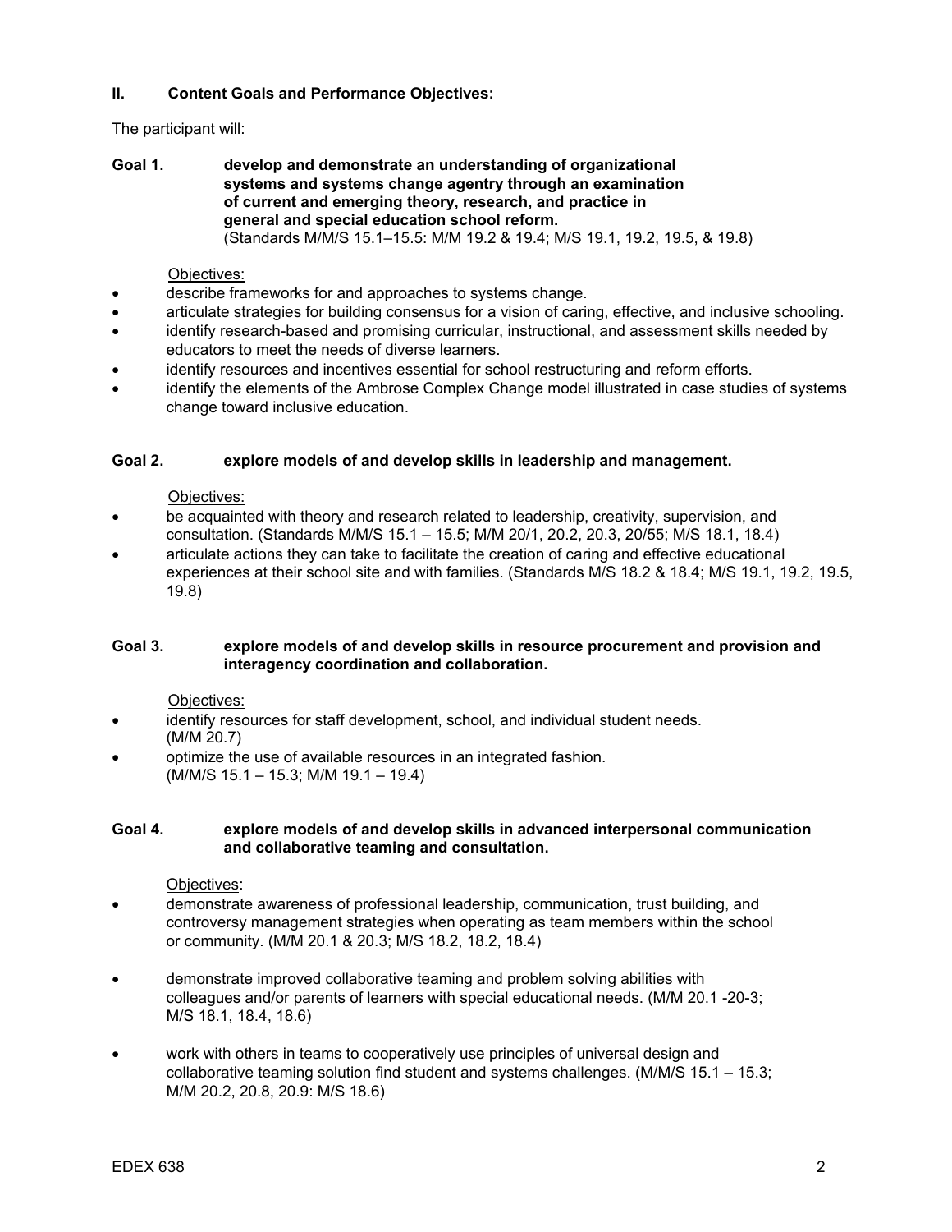## II. Content Goals and Performance Objectives:

The participant will:

**Goal 1. develop and demonstrate an understanding of organizational systems and systems change agentry through an examination of current and emerging theory, research, and practice in general and special education school reform.**
(Standards M/M/S 15.1–15.5: M/M 19.2 & 19.4; M/S 19.1, 19.2, 19.5, & 19.8)

Objectives:

- describe frameworks for and approaches to systems change.
- articulate strategies for building consensus for a vision of caring, effective, and inclusive schooling.
- identify research-based and promising curricular, instructional, and assessment skills needed by educators to meet the needs of diverse learners.
- identify resources and incentives essential for school restructuring and reform efforts.
- identify the elements of the Ambrose Complex Change model illustrated in case studies of systems change toward inclusive education.

**Goal 2. explore models of and develop skills in leadership and management.**

Objectives:

- be acquainted with theory and research related to leadership, creativity, supervision, and consultation. (Standards M/M/S 15.1 – 15.5; M/M 20/1, 20.2, 20.3, 20/55; M/S 18.1, 18.4)
- articulate actions they can take to facilitate the creation of caring and effective educational experiences at their school site and with families. (Standards M/S 18.2 & 18.4; M/S 19.1, 19.2, 19.5, 19.8)

**Goal 3. explore models of and develop skills in resource procurement and provision and interagency coordination and collaboration.**

Objectives:

- identify resources for staff development, school, and individual student needs. (M/M 20.7)
- optimize the use of available resources in an integrated fashion. (M/M/S 15.1 – 15.3; M/M 19.1 – 19.4)

**Goal 4. explore models of and develop skills in advanced interpersonal communication and collaborative teaming and consultation.**

Objectives:

- demonstrate awareness of professional leadership, communication, trust building, and controversy management strategies when operating as team members within the school or community. (M/M 20.1 & 20.3; M/S 18.2, 18.2, 18.4)
- demonstrate improved collaborative teaming and problem solving abilities with colleagues and/or parents of learners with special educational needs. (M/M 20.1 -20-3; M/S 18.1, 18.4, 18.6)
- work with others in teams to cooperatively use principles of universal design and collaborative teaming solution find student and systems challenges. (M/M/S 15.1 – 15.3; M/M 20.2, 20.8, 20.9: M/S 18.6)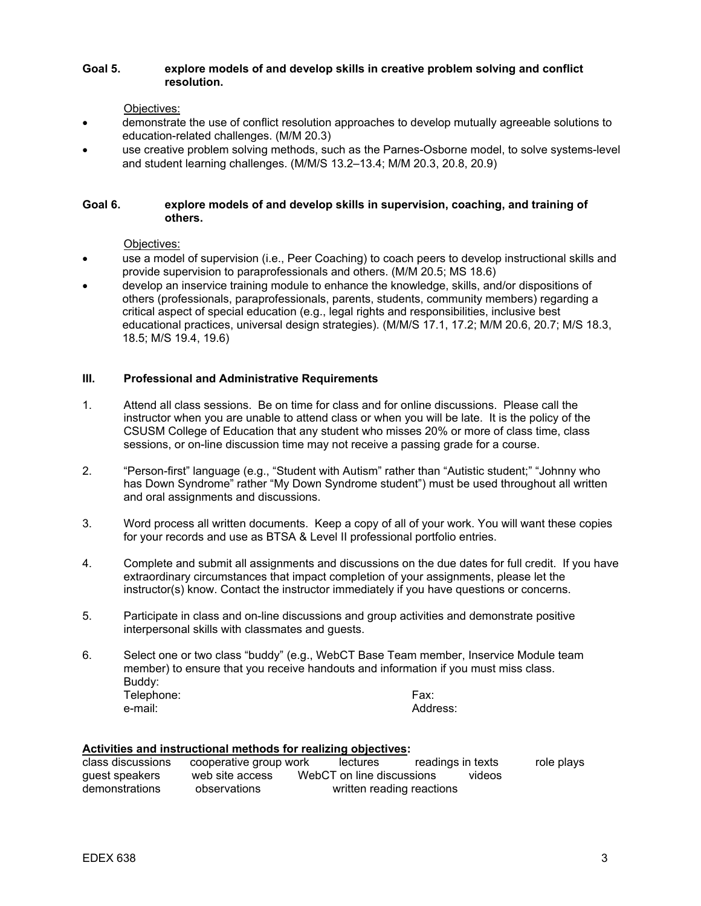**Goal 5. explore models of and develop skills in creative problem solving and conflict resolution.**

Objectives:

- demonstrate the use of conflict resolution approaches to develop mutually agreeable solutions to education-related challenges. (M/M 20.3)
- use creative problem solving methods, such as the Parnes-Osborne model, to solve systems-level and student learning challenges. (M/M/S 13.2–13.4; M/M 20.3, 20.8, 20.9)

**Goal 6. explore models of and develop skills in supervision, coaching, and training of others.**

Objectives:

- use a model of supervision (i.e., Peer Coaching) to coach peers to develop instructional skills and provide supervision to paraprofessionals and others. (M/M 20.5; MS 18.6)
- develop an inservice training module to enhance the knowledge, skills, and/or dispositions of others (professionals, paraprofessionals, parents, students, community members) regarding a critical aspect of special education (e.g., legal rights and responsibilities, inclusive best educational practices, universal design strategies). (M/M/S 17.1, 17.2; M/M 20.6, 20.7; M/S 18.3, 18.5; M/S 19.4, 19.6)

## III. Professional and Administrative Requirements

1. Attend all class sessions. Be on time for class and for online discussions. Please call the instructor when you are unable to attend class or when you will be late. It is the policy of the CSUSM College of Education that any student who misses 20% or more of class time, class sessions, or on-line discussion time may not receive a passing grade for a course.

2. "Person-first" language (e.g., "Student with Autism" rather than "Autistic student;" "Johnny who has Down Syndrome" rather "My Down Syndrome student") must be used throughout all written and oral assignments and discussions.

3. Word process all written documents. Keep a copy of all of your work. You will want these copies for your records and use as BTSA & Level II professional portfolio entries.

4. Complete and submit all assignments and discussions on the due dates for full credit. If you have extraordinary circumstances that impact completion of your assignments, please let the instructor(s) know. Contact the instructor immediately if you have questions or concerns.

5. Participate in class and on-line discussions and group activities and demonstrate positive interpersonal skills with classmates and guests.

6. Select one or two class "buddy" (e.g., WebCT Base Team member, Inservice Module team member) to ensure that you receive handouts and information if you must miss class.
   Buddy:
   Telephone: Fax:
   e-mail: Address:

**Activities and instructional methods for realizing objectives:**

class discussions cooperative group work lectures readings in texts role plays
guest speakers web site access WebCT on line discussions videos
demonstrations observations written reading reactions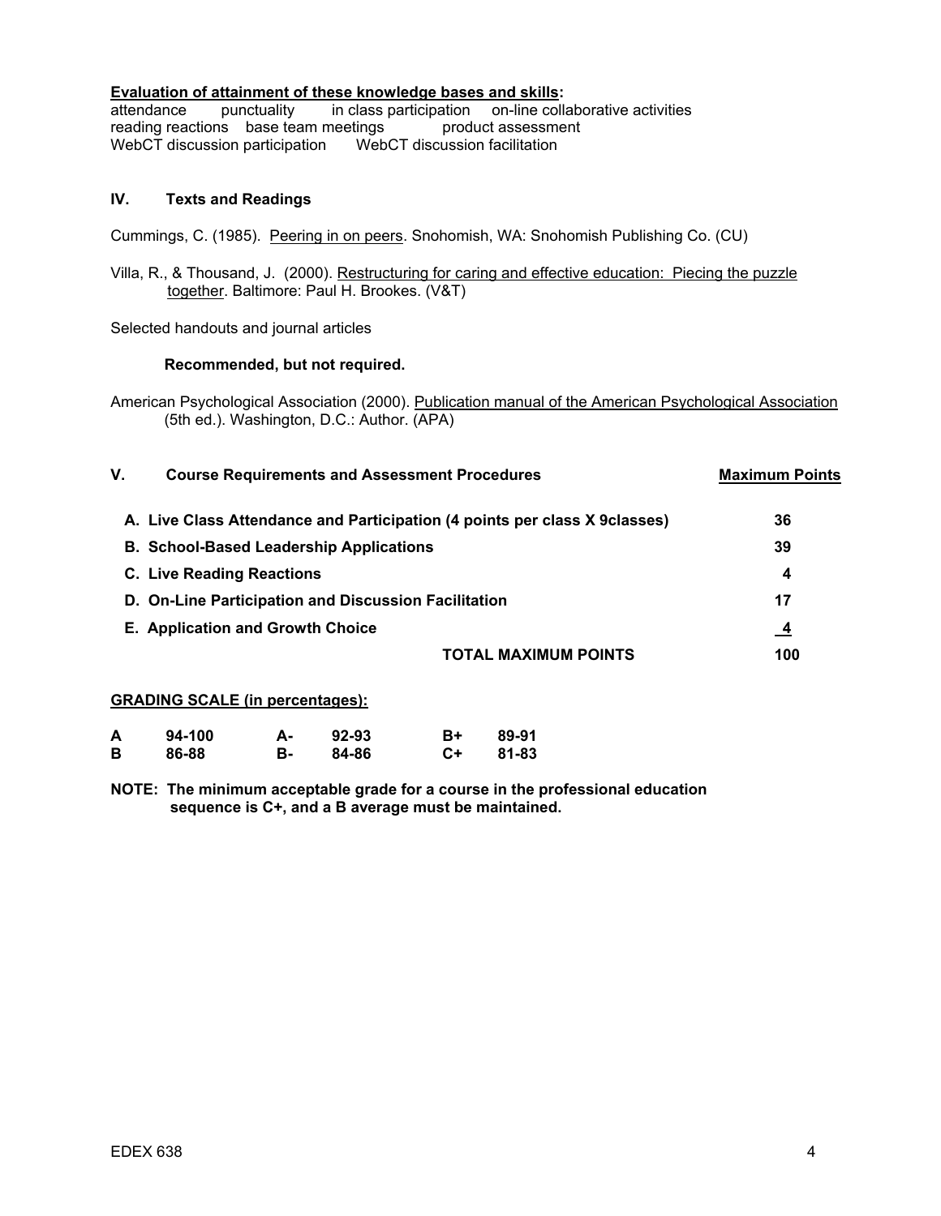**Evaluation of attainment of these knowledge bases and skills:**

attendance punctuality in class participation on-line collaborative activities
reading reactions base team meetings product assessment
WebCT discussion participation WebCT discussion facilitation

## IV. Texts and Readings

Cummings, C. (1985). Peering in on peers. Snohomish, WA: Snohomish Publishing Co. (CU)

Villa, R., & Thousand, J. (2000). Restructuring for caring and effective education: Piecing the puzzle together. Baltimore: Paul H. Brookes. (V&T)

Selected handouts and journal articles

**Recommended, but not required.**

American Psychological Association (2000). Publication manual of the American Psychological Association (5th ed.). Washington, D.C.: Author. (APA)

## V. Course Requirements and Assessment Procedures

| Course Requirements and Assessment Procedures | Maximum Points |
|---|---|
| **A. Live Class Attendance and Participation (4 points per class X 9classes)** | **36** |
| **B. School-Based Leadership Applications** | **39** |
| **C. Live Reading Reactions** | **4** |
| **D. On-Line Participation and Discussion Facilitation** | **17** |
| **E. Application and Growth Choice** | **4** |
| **TOTAL MAXIMUM POINTS** | **100** |

**GRADING SCALE (in percentages):**

| | | | | | |
|---|---|---|---|---|---|
| **A** | **94-100** | **A-** | **92-93** | **B+** | **89-91** |
| **B** | **86-88** | **B-** | **84-86** | **C+** | **81-83** |

**NOTE: The minimum acceptable grade for a course in the professional education sequence is C+, and a B average must be maintained.**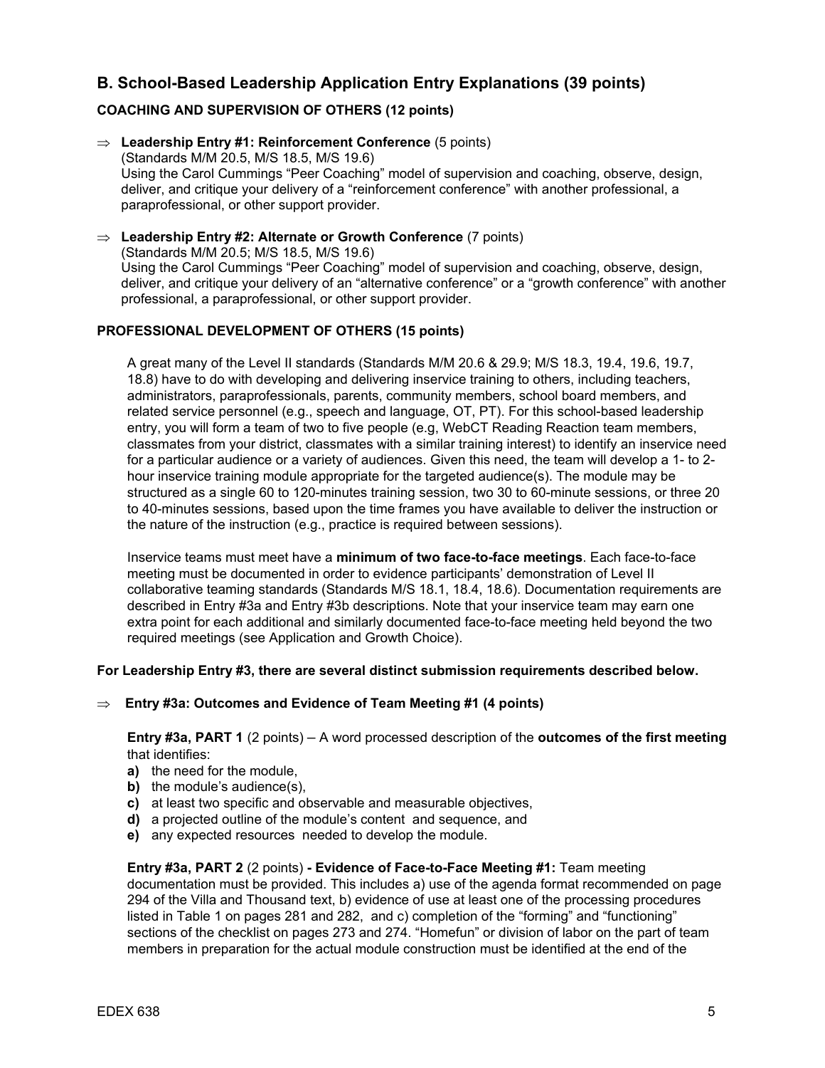## B. School-Based Leadership Application Entry Explanations (39 points)

### COACHING AND SUPERVISION OF OTHERS (12 points)

⇒ **Leadership Entry #1: Reinforcement Conference** (5 points)
(Standards M/M 20.5, M/S 18.5, M/S 19.6)
Using the Carol Cummings "Peer Coaching" model of supervision and coaching, observe, design, deliver, and critique your delivery of a "reinforcement conference" with another professional, a paraprofessional, or other support provider.

⇒ **Leadership Entry #2: Alternate or Growth Conference** (7 points)
(Standards M/M 20.5; M/S 18.5, M/S 19.6)
Using the Carol Cummings "Peer Coaching" model of supervision and coaching, observe, design, deliver, and critique your delivery of an "alternative conference" or a "growth conference" with another professional, a paraprofessional, or other support provider.

### PROFESSIONAL DEVELOPMENT OF OTHERS (15 points)

A great many of the Level II standards (Standards M/M 20.6 & 29.9; M/S 18.3, 19.4, 19.6, 19.7, 18.8) have to do with developing and delivering inservice training to others, including teachers, administrators, paraprofessionals, parents, community members, school board members, and related service personnel (e.g., speech and language, OT, PT). For this school-based leadership entry, you will form a team of two to five people (e.g, WebCT Reading Reaction team members, classmates from your district, classmates with a similar training interest) to identify an inservice need for a particular audience or a variety of audiences. Given this need, the team will develop a 1- to 2-hour inservice training module appropriate for the targeted audience(s). The module may be structured as a single 60 to 120-minutes training session, two 30 to 60-minute sessions, or three 20 to 40-minutes sessions, based upon the time frames you have available to deliver the instruction or the nature of the instruction (e.g., practice is required between sessions).

Inservice teams must meet have a **minimum of two face-to-face meetings**. Each face-to-face meeting must be documented in order to evidence participants' demonstration of Level II collaborative teaming standards (Standards M/S 18.1, 18.4, 18.6). Documentation requirements are described in Entry #3a and Entry #3b descriptions. Note that your inservice team may earn one extra point for each additional and similarly documented face-to-face meeting held beyond the two required meetings (see Application and Growth Choice).

**For Leadership Entry #3, there are several distinct submission requirements described below.**

⇒ **Entry #3a: Outcomes and Evidence of Team Meeting #1 (4 points)**

**Entry #3a, PART 1** (2 points) – A word processed description of the **outcomes of the first meeting** that identifies:

- **a)** the need for the module,
- **b)** the module's audience(s),
- **c)** at least two specific and observable and measurable objectives,
- **d)** a projected outline of the module's content and sequence, and
- **e)** any expected resources needed to develop the module.

**Entry #3a, PART 2** (2 points) **- Evidence of Face-to-Face Meeting #1:** Team meeting documentation must be provided. This includes a) use of the agenda format recommended on page 294 of the Villa and Thousand text, b) evidence of use at least one of the processing procedures listed in Table 1 on pages 281 and 282, and c) completion of the "forming" and "functioning" sections of the checklist on pages 273 and 274. "Homefun" or division of labor on the part of team members in preparation for the actual module construction must be identified at the end of the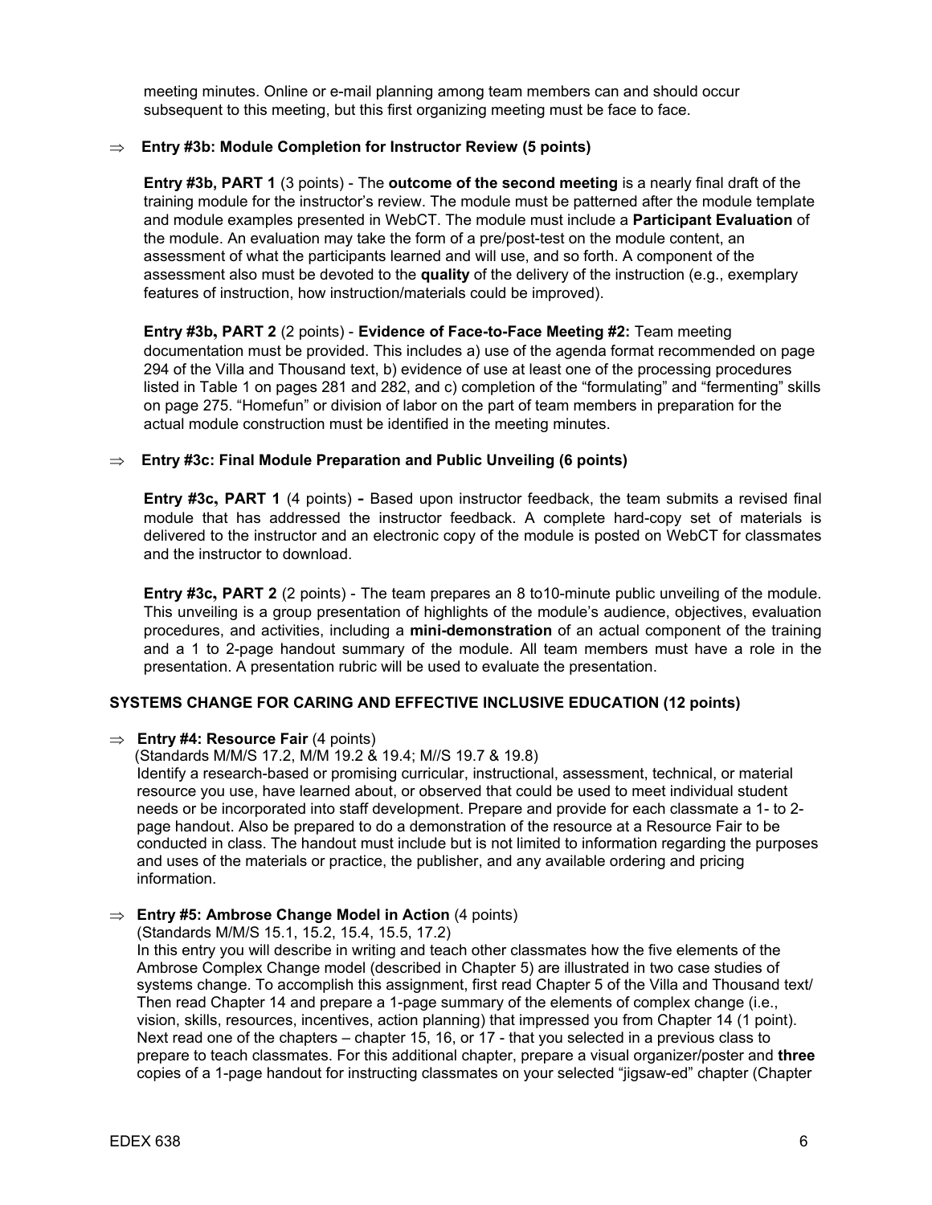meeting minutes. Online or e-mail planning among team members can and should occur subsequent to this meeting, but this first organizing meeting must be face to face.

⇒ **Entry #3b: Module Completion for Instructor Review (5 points)**

**Entry #3b, PART 1** (3 points) - The **outcome of the second meeting** is a nearly final draft of the training module for the instructor's review. The module must be patterned after the module template and module examples presented in WebCT. The module must include a **Participant Evaluation** of the module. An evaluation may take the form of a pre/post-test on the module content, an assessment of what the participants learned and will use, and so forth. A component of the assessment also must be devoted to the **quality** of the delivery of the instruction (e.g., exemplary features of instruction, how instruction/materials could be improved).

**Entry #3b, PART 2** (2 points) - **Evidence of Face-to-Face Meeting #2:** Team meeting documentation must be provided. This includes a) use of the agenda format recommended on page 294 of the Villa and Thousand text, b) evidence of use at least one of the processing procedures listed in Table 1 on pages 281 and 282, and c) completion of the "formulating" and "fermenting" skills on page 275. "Homefun" or division of labor on the part of team members in preparation for the actual module construction must be identified in the meeting minutes.

⇒ **Entry #3c: Final Module Preparation and Public Unveiling (6 points)**

**Entry #3c, PART 1** (4 points) **-** Based upon instructor feedback, the team submits a revised final module that has addressed the instructor feedback. A complete hard-copy set of materials is delivered to the instructor and an electronic copy of the module is posted on WebCT for classmates and the instructor to download.

**Entry #3c, PART 2** (2 points) - The team prepares an 8 to10-minute public unveiling of the module. This unveiling is a group presentation of highlights of the module's audience, objectives, evaluation procedures, and activities, including a **mini-demonstration** of an actual component of the training and a 1 to 2-page handout summary of the module. All team members must have a role in the presentation. A presentation rubric will be used to evaluate the presentation.

**SYSTEMS CHANGE FOR CARING AND EFFECTIVE INCLUSIVE EDUCATION (12 points)**

⇒ **Entry #4: Resource Fair** (4 points)
(Standards M/M/S 17.2, M/M 19.2 & 19.4; M//S 19.7 & 19.8)
Identify a research-based or promising curricular, instructional, assessment, technical, or material resource you use, have learned about, or observed that could be used to meet individual student needs or be incorporated into staff development. Prepare and provide for each classmate a 1- to 2-page handout. Also be prepared to do a demonstration of the resource at a Resource Fair to be conducted in class. The handout must include but is not limited to information regarding the purposes and uses of the materials or practice, the publisher, and any available ordering and pricing information.

⇒ **Entry #5: Ambrose Change Model in Action** (4 points)
(Standards M/M/S 15.1, 15.2, 15.4, 15.5, 17.2)
In this entry you will describe in writing and teach other classmates how the five elements of the Ambrose Complex Change model (described in Chapter 5) are illustrated in two case studies of systems change. To accomplish this assignment, first read Chapter 5 of the Villa and Thousand text/ Then read Chapter 14 and prepare a 1-page summary of the elements of complex change (i.e., vision, skills, resources, incentives, action planning) that impressed you from Chapter 14 (1 point). Next read one of the chapters – chapter 15, 16, or 17 - that you selected in a previous class to prepare to teach classmates. For this additional chapter, prepare a visual organizer/poster and **three** copies of a 1-page handout for instructing classmates on your selected "jigsaw-ed" chapter (Chapter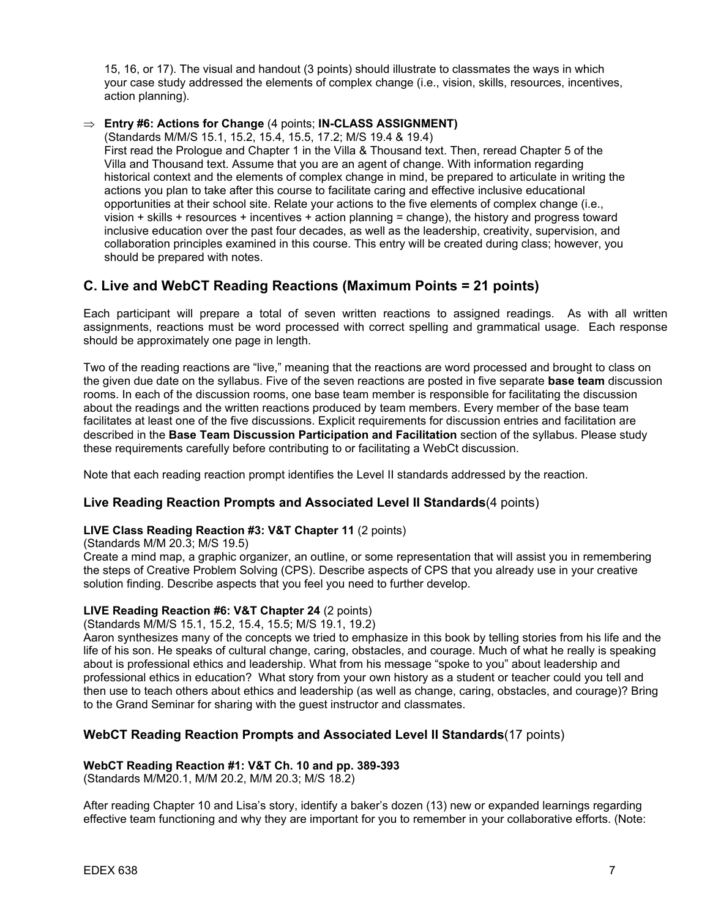15, 16, or 17). The visual and handout (3 points) should illustrate to classmates the ways in which your case study addressed the elements of complex change (i.e., vision, skills, resources, incentives, action planning).

⇒ **Entry #6: Actions for Change** (4 points; **IN-CLASS ASSIGNMENT)**
(Standards M/M/S 15.1, 15.2, 15.4, 15.5, 17.2; M/S 19.4 & 19.4)
First read the Prologue and Chapter 1 in the Villa & Thousand text. Then, reread Chapter 5 of the Villa and Thousand text. Assume that you are an agent of change. With information regarding historical context and the elements of complex change in mind, be prepared to articulate in writing the actions you plan to take after this course to facilitate caring and effective inclusive educational opportunities at their school site. Relate your actions to the five elements of complex change (i.e., vision + skills + resources + incentives + action planning = change), the history and progress toward inclusive education over the past four decades, as well as the leadership, creativity, supervision, and collaboration principles examined in this course. This entry will be created during class; however, you should be prepared with notes.

## C. Live and WebCT Reading Reactions (Maximum Points = 21 points)

Each participant will prepare a total of seven written reactions to assigned readings. As with all written assignments, reactions must be word processed with correct spelling and grammatical usage. Each response should be approximately one page in length.

Two of the reading reactions are "live," meaning that the reactions are word processed and brought to class on the given due date on the syllabus. Five of the seven reactions are posted in five separate **base team** discussion rooms. In each of the discussion rooms, one base team member is responsible for facilitating the discussion about the readings and the written reactions produced by team members. Every member of the base team facilitates at least one of the five discussions. Explicit requirements for discussion entries and facilitation are described in the **Base Team Discussion Participation and Facilitation** section of the syllabus. Please study these requirements carefully before contributing to or facilitating a WebCt discussion.

Note that each reading reaction prompt identifies the Level II standards addressed by the reaction.

### Live Reading Reaction Prompts and Associated Level II Standards(4 points)

**LIVE Class Reading Reaction #3: V&T Chapter 11** (2 points)
(Standards M/M 20.3; M/S 19.5)
Create a mind map, a graphic organizer, an outline, or some representation that will assist you in remembering the steps of Creative Problem Solving (CPS). Describe aspects of CPS that you already use in your creative solution finding. Describe aspects that you feel you need to further develop.

**LIVE Reading Reaction #6: V&T Chapter 24** (2 points)
(Standards M/M/S 15.1, 15.2, 15.4, 15.5; M/S 19.1, 19.2)
Aaron synthesizes many of the concepts we tried to emphasize in this book by telling stories from his life and the life of his son. He speaks of cultural change, caring, obstacles, and courage. Much of what he really is speaking about is professional ethics and leadership. What from his message "spoke to you" about leadership and professional ethics in education? What story from your own history as a student or teacher could you tell and then use to teach others about ethics and leadership (as well as change, caring, obstacles, and courage)? Bring to the Grand Seminar for sharing with the guest instructor and classmates.

### WebCT Reading Reaction Prompts and Associated Level II Standards(17 points)

**WebCT Reading Reaction #1: V&T Ch. 10 and pp. 389-393**
(Standards M/M20.1, M/M 20.2, M/M 20.3; M/S 18.2)

After reading Chapter 10 and Lisa's story, identify a baker's dozen (13) new or expanded learnings regarding effective team functioning and why they are important for you to remember in your collaborative efforts. (Note: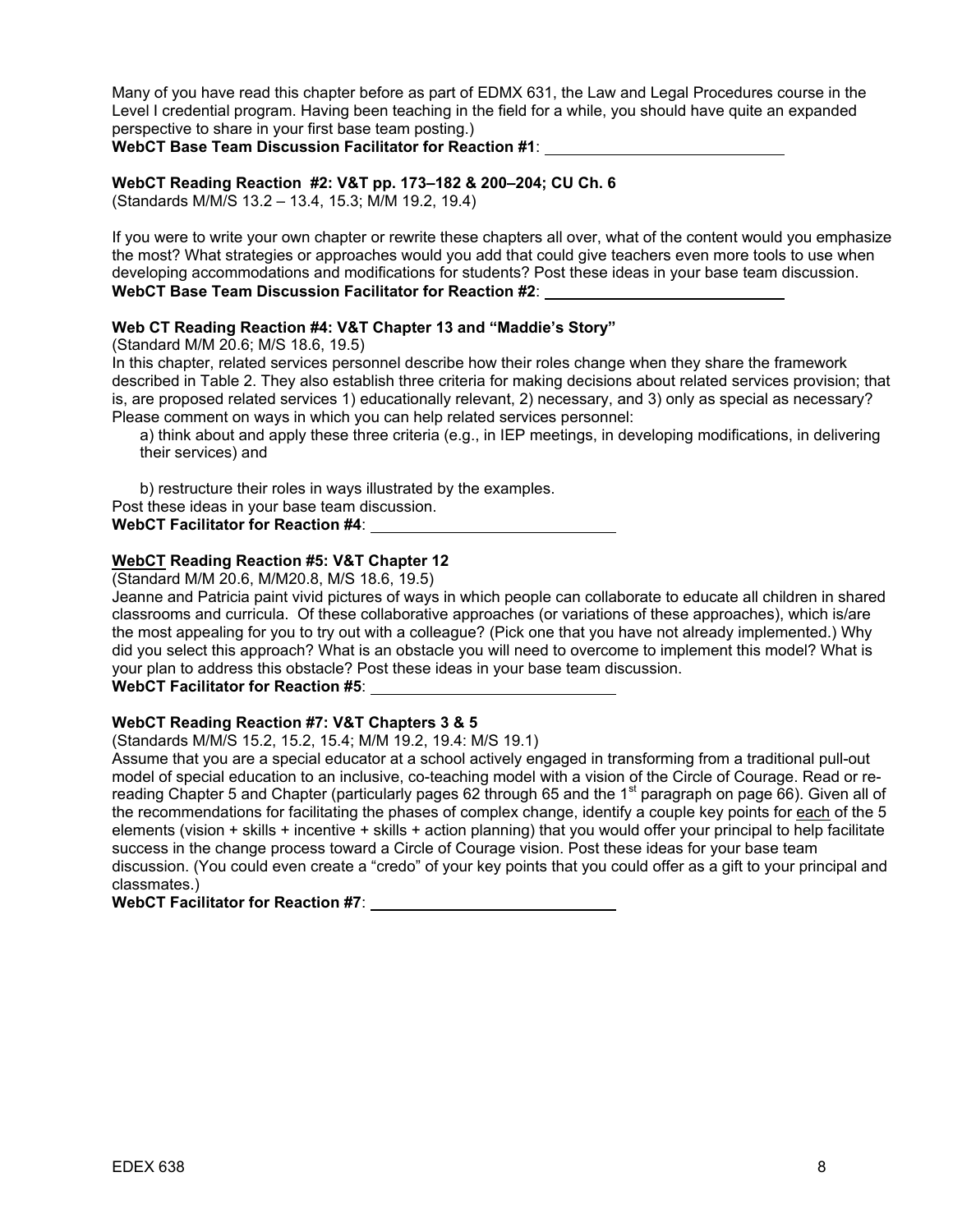Many of you have read this chapter before as part of EDMX 631, the Law and Legal Procedures course in the Level I credential program. Having been teaching in the field for a while, you should have quite an expanded perspective to share in your first base team posting.)

**WebCT Base Team Discussion Facilitator for Reaction #1**: ____________________________

**WebCT Reading Reaction #2: V&T pp. 173–182 & 200–204; CU Ch. 6**

(Standards M/M/S 13.2 – 13.4, 15.3; M/M 19.2, 19.4)

If you were to write your own chapter or rewrite these chapters all over, what of the content would you emphasize the most? What strategies or approaches would you add that could give teachers even more tools to use when developing accommodations and modifications for students? Post these ideas in your base team discussion.

**WebCT Base Team Discussion Facilitator for Reaction #2**: ____________________________

**Web CT Reading Reaction #4: V&T Chapter 13 and "Maddie's Story"**

(Standard M/M 20.6; M/S 18.6, 19.5)

In this chapter, related services personnel describe how their roles change when they share the framework described in Table 2. They also establish three criteria for making decisions about related services provision; that is, are proposed related services 1) educationally relevant, 2) necessary, and 3) only as special as necessary? Please comment on ways in which you can help related services personnel:

a) think about and apply these three criteria (e.g., in IEP meetings, in developing modifications, in delivering their services) and

b) restructure their roles in ways illustrated by the examples.

Post these ideas in your base team discussion.

**WebCT Facilitator for Reaction #4**: ____________________________

**<u>WebCT</u> Reading Reaction #5: V&T Chapter 12**

(Standard M/M 20.6, M/M20.8, M/S 18.6, 19.5)

Jeanne and Patricia paint vivid pictures of ways in which people can collaborate to educate all children in shared classrooms and curricula. Of these collaborative approaches (or variations of these approaches), which is/are the most appealing for you to try out with a colleague? (Pick one that you have not already implemented.) Why did you select this approach? What is an obstacle you will need to overcome to implement this model? What is your plan to address this obstacle? Post these ideas in your base team discussion.

**WebCT Facilitator for Reaction #5**: ____________________________

**WebCT Reading Reaction #7: V&T Chapters 3 & 5**

(Standards M/M/S 15.2, 15.2, 15.4; M/M 19.2, 19.4: M/S 19.1)

Assume that you are a special educator at a school actively engaged in transforming from a traditional pull-out model of special education to an inclusive, co-teaching model with a vision of the Circle of Courage. Read or re-reading Chapter 5 and Chapter (particularly pages 62 through 65 and the 1st paragraph on page 66). Given all of the recommendations for facilitating the phases of complex change, identify a couple key points for <u>each</u> of the 5 elements (vision + skills + incentive + skills + action planning) that you would offer your principal to help facilitate success in the change process toward a Circle of Courage vision. Post these ideas for your base team discussion. (You could even create a "credo" of your key points that you could offer as a gift to your principal and classmates.)

**WebCT Facilitator for Reaction #7**: ____________________________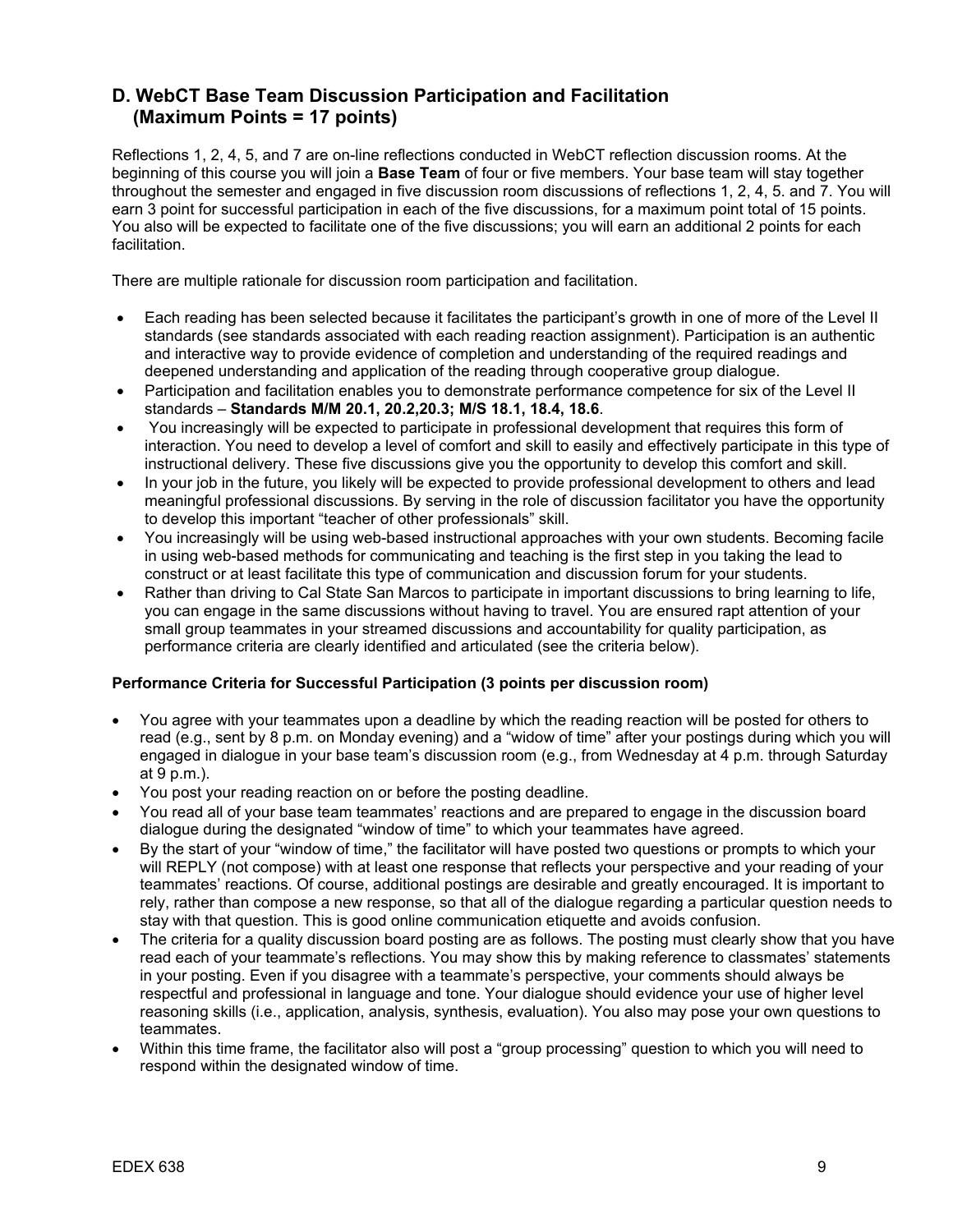## D. WebCT Base Team Discussion Participation and Facilitation (Maximum Points = 17 points)

Reflections 1, 2, 4, 5, and 7 are on-line reflections conducted in WebCT reflection discussion rooms. At the beginning of this course you will join a **Base Team** of four or five members. Your base team will stay together throughout the semester and engaged in five discussion room discussions of reflections 1, 2, 4, 5. and 7. You will earn 3 point for successful participation in each of the five discussions, for a maximum point total of 15 points. You also will be expected to facilitate one of the five discussions; you will earn an additional 2 points for each facilitation.

There are multiple rationale for discussion room participation and facilitation.

- Each reading has been selected because it facilitates the participant's growth in one of more of the Level II standards (see standards associated with each reading reaction assignment). Participation is an authentic and interactive way to provide evidence of completion and understanding of the required readings and deepened understanding and application of the reading through cooperative group dialogue.
- Participation and facilitation enables you to demonstrate performance competence for six of the Level II standards – **Standards M/M 20.1, 20.2,20.3; M/S 18.1, 18.4, 18.6**.
- You increasingly will be expected to participate in professional development that requires this form of interaction. You need to develop a level of comfort and skill to easily and effectively participate in this type of instructional delivery. These five discussions give you the opportunity to develop this comfort and skill.
- In your job in the future, you likely will be expected to provide professional development to others and lead meaningful professional discussions. By serving in the role of discussion facilitator you have the opportunity to develop this important "teacher of other professionals" skill.
- You increasingly will be using web-based instructional approaches with your own students. Becoming facile in using web-based methods for communicating and teaching is the first step in you taking the lead to construct or at least facilitate this type of communication and discussion forum for your students.
- Rather than driving to Cal State San Marcos to participate in important discussions to bring learning to life, you can engage in the same discussions without having to travel. You are ensured rapt attention of your small group teammates in your streamed discussions and accountability for quality participation, as performance criteria are clearly identified and articulated (see the criteria below).

**Performance Criteria for Successful Participation (3 points per discussion room)**

- You agree with your teammates upon a deadline by which the reading reaction will be posted for others to read (e.g., sent by 8 p.m. on Monday evening) and a "widow of time" after your postings during which you will engaged in dialogue in your base team's discussion room (e.g., from Wednesday at 4 p.m. through Saturday at 9 p.m.).
- You post your reading reaction on or before the posting deadline.
- You read all of your base team teammates' reactions and are prepared to engage in the discussion board dialogue during the designated "window of time" to which your teammates have agreed.
- By the start of your "window of time," the facilitator will have posted two questions or prompts to which your will REPLY (not compose) with at least one response that reflects your perspective and your reading of your teammates' reactions. Of course, additional postings are desirable and greatly encouraged. It is important to rely, rather than compose a new response, so that all of the dialogue regarding a particular question needs to stay with that question. This is good online communication etiquette and avoids confusion.
- The criteria for a quality discussion board posting are as follows. The posting must clearly show that you have read each of your teammate's reflections. You may show this by making reference to classmates' statements in your posting. Even if you disagree with a teammate's perspective, your comments should always be respectful and professional in language and tone. Your dialogue should evidence your use of higher level reasoning skills (i.e., application, analysis, synthesis, evaluation). You also may pose your own questions to teammates.
- Within this time frame, the facilitator also will post a "group processing" question to which you will need to respond within the designated window of time.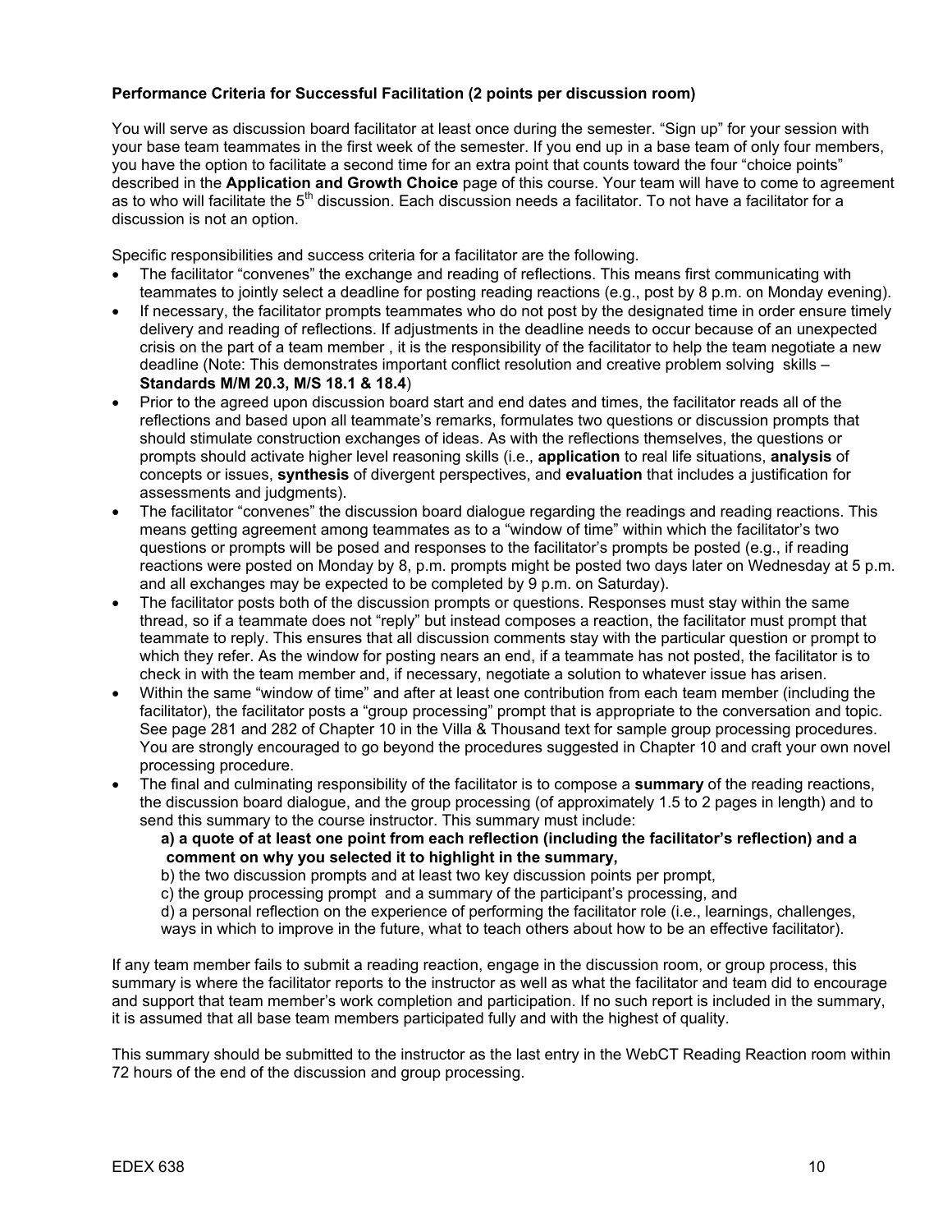**Performance Criteria for Successful Facilitation (2 points per discussion room)**

You will serve as discussion board facilitator at least once during the semester. "Sign up" for your session with your base team teammates in the first week of the semester. If you end up in a base team of only four members, you have the option to facilitate a second time for an extra point that counts toward the four "choice points" described in the **Application and Growth Choice** page of this course. Your team will have to come to agreement as to who will facilitate the 5th discussion. Each discussion needs a facilitator. To not have a facilitator for a discussion is not an option.

Specific responsibilities and success criteria for a facilitator are the following.

- The facilitator "convenes" the exchange and reading of reflections. This means first communicating with teammates to jointly select a deadline for posting reading reactions (e.g., post by 8 p.m. on Monday evening).
- If necessary, the facilitator prompts teammates who do not post by the designated time in order ensure timely delivery and reading of reflections. If adjustments in the deadline needs to occur because of an unexpected crisis on the part of a team member , it is the responsibility of the facilitator to help the team negotiate a new deadline (Note: This demonstrates important conflict resolution and creative problem solving skills – **Standards M/M 20.3, M/S 18.1 & 18.4**)
- Prior to the agreed upon discussion board start and end dates and times, the facilitator reads all of the reflections and based upon all teammate's remarks, formulates two questions or discussion prompts that should stimulate construction exchanges of ideas. As with the reflections themselves, the questions or prompts should activate higher level reasoning skills (i.e., **application** to real life situations, **analysis** of concepts or issues, **synthesis** of divergent perspectives, and **evaluation** that includes a justification for assessments and judgments).
- The facilitator "convenes" the discussion board dialogue regarding the readings and reading reactions. This means getting agreement among teammates as to a "window of time" within which the facilitator's two questions or prompts will be posed and responses to the facilitator's prompts be posted (e.g., if reading reactions were posted on Monday by 8, p.m. prompts might be posted two days later on Wednesday at 5 p.m. and all exchanges may be expected to be completed by 9 p.m. on Saturday).
- The facilitator posts both of the discussion prompts or questions. Responses must stay within the same thread, so if a teammate does not "reply" but instead composes a reaction, the facilitator must prompt that teammate to reply. This ensures that all discussion comments stay with the particular question or prompt to which they refer. As the window for posting nears an end, if a teammate has not posted, the facilitator is to check in with the team member and, if necessary, negotiate a solution to whatever issue has arisen.
- Within the same "window of time" and after at least one contribution from each team member (including the facilitator), the facilitator posts a "group processing" prompt that is appropriate to the conversation and topic. See page 281 and 282 of Chapter 10 in the Villa & Thousand text for sample group processing procedures. You are strongly encouraged to go beyond the procedures suggested in Chapter 10 and craft your own novel processing procedure.
- The final and culminating responsibility of the facilitator is to compose a **summary** of the reading reactions, the discussion board dialogue, and the group processing (of approximately 1.5 to 2 pages in length) and to send this summary to the course instructor. This summary must include:
  **a) a quote of at least one point from each reflection (including the facilitator's reflection) and a comment on why you selected it to highlight in the summary,**
  b) the two discussion prompts and at least two key discussion points per prompt,
  c) the group processing prompt and a summary of the participant's processing, and
  d) a personal reflection on the experience of performing the facilitator role (i.e., learnings, challenges, ways in which to improve in the future, what to teach others about how to be an effective facilitator).

If any team member fails to submit a reading reaction, engage in the discussion room, or group process, this summary is where the facilitator reports to the instructor as well as what the facilitator and team did to encourage and support that team member's work completion and participation. If no such report is included in the summary, it is assumed that all base team members participated fully and with the highest of quality.

This summary should be submitted to the instructor as the last entry in the WebCT Reading Reaction room within 72 hours of the end of the discussion and group processing.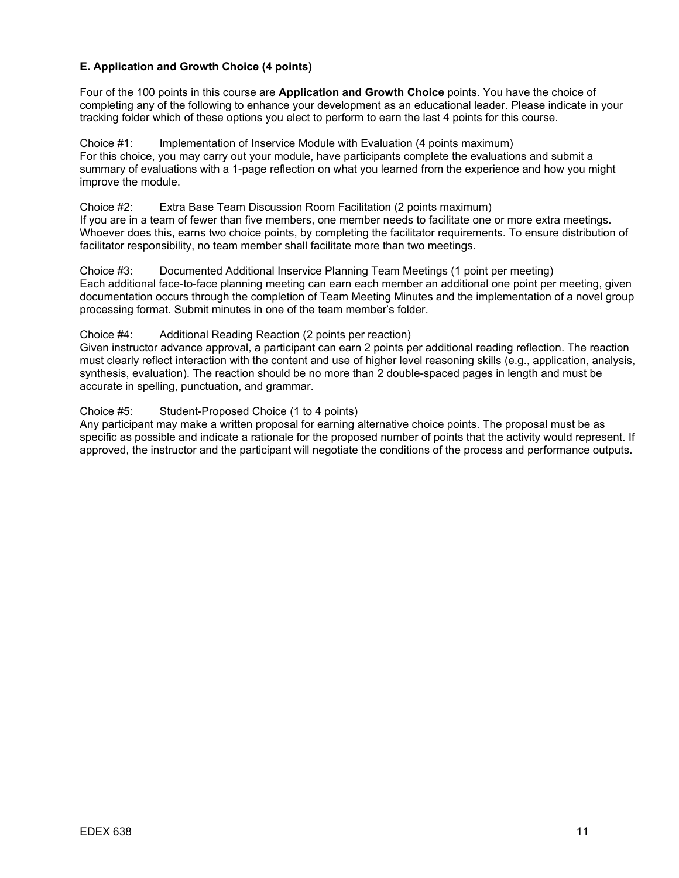### E. Application and Growth Choice (4 points)

Four of the 100 points in this course are **Application and Growth Choice** points. You have the choice of completing any of the following to enhance your development as an educational leader. Please indicate in your tracking folder which of these options you elect to perform to earn the last 4 points for this course.

Choice #1: Implementation of Inservice Module with Evaluation (4 points maximum)
For this choice, you may carry out your module, have participants complete the evaluations and submit a summary of evaluations with a 1-page reflection on what you learned from the experience and how you might improve the module.

Choice #2: Extra Base Team Discussion Room Facilitation (2 points maximum)
If you are in a team of fewer than five members, one member needs to facilitate one or more extra meetings. Whoever does this, earns two choice points, by completing the facilitator requirements. To ensure distribution of facilitator responsibility, no team member shall facilitate more than two meetings.

Choice #3: Documented Additional Inservice Planning Team Meetings (1 point per meeting)
Each additional face-to-face planning meeting can earn each member an additional one point per meeting, given documentation occurs through the completion of Team Meeting Minutes and the implementation of a novel group processing format. Submit minutes in one of the team member's folder.

Choice #4: Additional Reading Reaction (2 points per reaction)
Given instructor advance approval, a participant can earn 2 points per additional reading reflection. The reaction must clearly reflect interaction with the content and use of higher level reasoning skills (e.g., application, analysis, synthesis, evaluation). The reaction should be no more than 2 double-spaced pages in length and must be accurate in spelling, punctuation, and grammar.

Choice #5: Student-Proposed Choice (1 to 4 points)
Any participant may make a written proposal for earning alternative choice points. The proposal must be as specific as possible and indicate a rationale for the proposed number of points that the activity would represent. If approved, the instructor and the participant will negotiate the conditions of the process and performance outputs.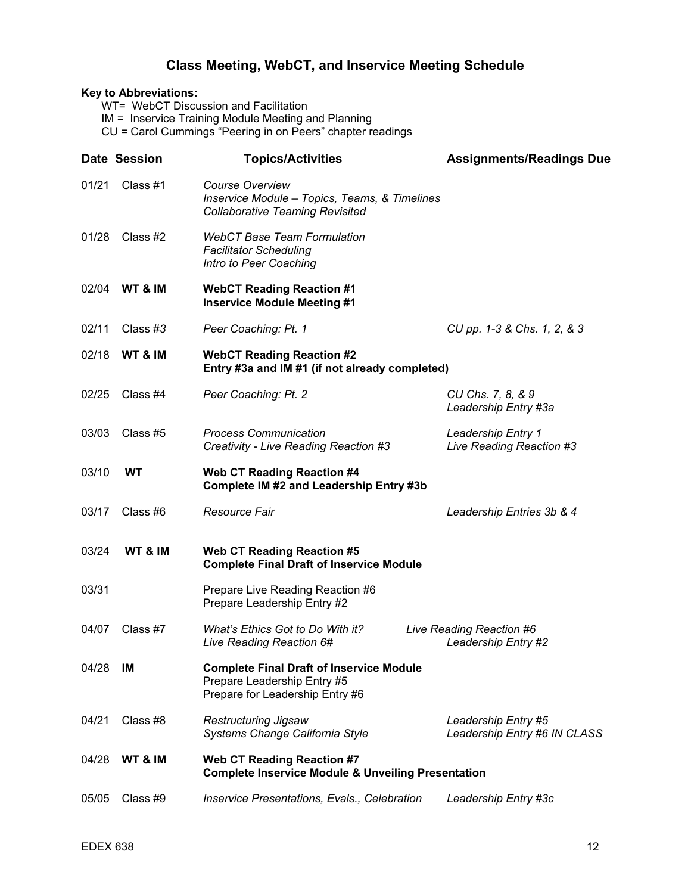# Class Meeting, WebCT, and Inservice Meeting Schedule

**Key to Abbreviations:**

WT= WebCT Discussion and Facilitation
IM = Inservice Training Module Meeting and Planning
CU = Carol Cummings "Peering in on Peers" chapter readings

| Date | Session | Topics/Activities | Assignments/Readings Due |
|---|---|---|---|
| 01/21 | Class #1 | *Course Overview*<br>*Inservice Module – Topics, Teams, & Timelines*<br>*Collaborative Teaming Revisited* | |
| 01/28 | Class #2 | *WebCT Base Team Formulation*<br>*Facilitator Scheduling*<br>*Intro to Peer Coaching* | |
| 02/04 | **WT & IM** | **WebCT Reading Reaction #1**<br>**Inservice Module Meeting #1** | |
| 02/11 | Class #*3* | *Peer Coaching: Pt. 1* | *CU pp. 1-3 & Chs. 1, 2, & 3* |
| 02/18 | **WT & IM** | **WebCT Reading Reaction #2**<br>**Entry #3a and IM #1 (if not already completed)** | |
| 02/25 | Class #4 | *Peer Coaching: Pt. 2* | *CU Chs. 7, 8, & 9*<br>*Leadership Entry #3a* |
| 03/03 | Class #5 | *Process Communication*<br>*Creativity - Live Reading Reaction #3* | *Leadership Entry 1*<br>*Live Reading Reaction #3* |
| 03/10 | **WT** | **Web CT Reading Reaction #4**<br>**Complete IM #2 and Leadership Entry #3b** | |
| 03/17 | Class #6 | *Resource Fair* | *Leadership Entries 3b & 4* |
| 03/24 | **WT & IM** | **Web CT Reading Reaction #5**<br>**Complete Final Draft of Inservice Module** | |
| 03/31 | | Prepare Live Reading Reaction #6<br>Prepare Leadership Entry #2 | |
| 04/07 | Class #7 | *What's Ethics Got to Do With it?*<br>*Live Reading Reaction 6#* | *Live Reading Reaction #6*<br>*Leadership Entry #2* |
| 04/28 | **IM** | **Complete Final Draft of Inservice Module**<br>Prepare Leadership Entry #5<br>Prepare for Leadership Entry #6 | |
| 04/21 | Class #8 | *Restructuring Jigsaw*<br>*Systems Change California Style* | *Leadership Entry #5*<br>*Leadership Entry #6 IN CLASS* |
| 04/28 | **WT & IM** | **Web CT Reading Reaction #7**<br>**Complete Inservice Module & Unveiling Presentation** | |
| 05/05 | Class #9 | *Inservice Presentations, Evals., Celebration* | *Leadership Entry #3c* |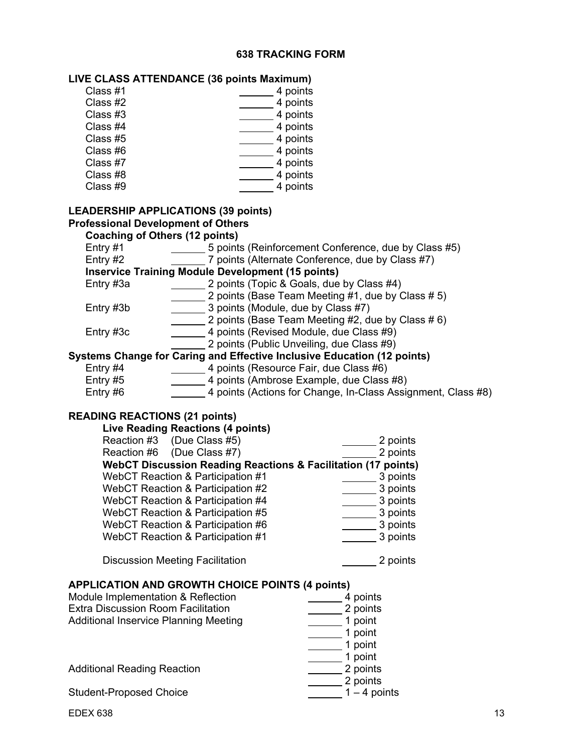# 638 TRACKING FORM

**LIVE CLASS ATTENDANCE (36 points Maximum)**

Class #1 ______ 4 points
Class #2 ______ 4 points
Class #3 ______ 4 points
Class #4 ______ 4 points
Class #5 ______ 4 points
Class #6 ______ 4 points
Class #7 ______ 4 points
Class #8 ______ 4 points
Class #9 ______ 4 points

**LEADERSHIP APPLICATIONS (39 points)**

**Professional Development of Others**

**Coaching of Others (12 points)**

Entry #1 ______ 5 points (Reinforcement Conference, due by Class #5)
Entry #2 ______ 7 points (Alternate Conference, due by Class #7)

**Inservice Training Module Development (15 points)**

Entry #3a ______ 2 points (Topic & Goals, due by Class #4)
______ 2 points (Base Team Meeting #1, due by Class # 5)
Entry #3b ______ 3 points (Module, due by Class #7)
______ 2 points (Base Team Meeting #2, due by Class # 6)
Entry #3c ______ 4 points (Revised Module, due Class #9)
______ 2 points (Public Unveiling, due Class #9)

**Systems Change for Caring and Effective Inclusive Education (12 points)**

Entry #4 ______ 4 points (Resource Fair, due Class #6)
Entry #5 ______ 4 points (Ambrose Example, due Class #8)
Entry #6 ______ 4 points (Actions for Change, In-Class Assignment, Class #8)

**READING REACTIONS (21 points)**

**Live Reading Reactions (4 points)**

Reaction #3 (Due Class #5) ______ 2 points
Reaction #6 (Due Class #7) ______ 2 points

**WebCT Discussion Reading Reactions & Facilitation (17 points)**

WebCT Reaction & Participation #1 ______ 3 points
WebCT Reaction & Participation #2 ______ 3 points
WebCT Reaction & Participation #4 ______ 3 points
WebCT Reaction & Participation #5 ______ 3 points
WebCT Reaction & Participation #6 ______ 3 points
WebCT Reaction & Participation #1 ______ 3 points

Discussion Meeting Facilitation ______ 2 points

**APPLICATION AND GROWTH CHOICE POINTS (4 points)**

Module Implementation & Reflection ______ 4 points
Extra Discussion Room Facilitation ______ 2 points
Additional Inservice Planning Meeting ______ 1 point
______ 1 point
______ 1 point
______ 1 point
Additional Reading Reaction ______ 2 points
______ 2 points
Student-Proposed Choice ______ 1 – 4 points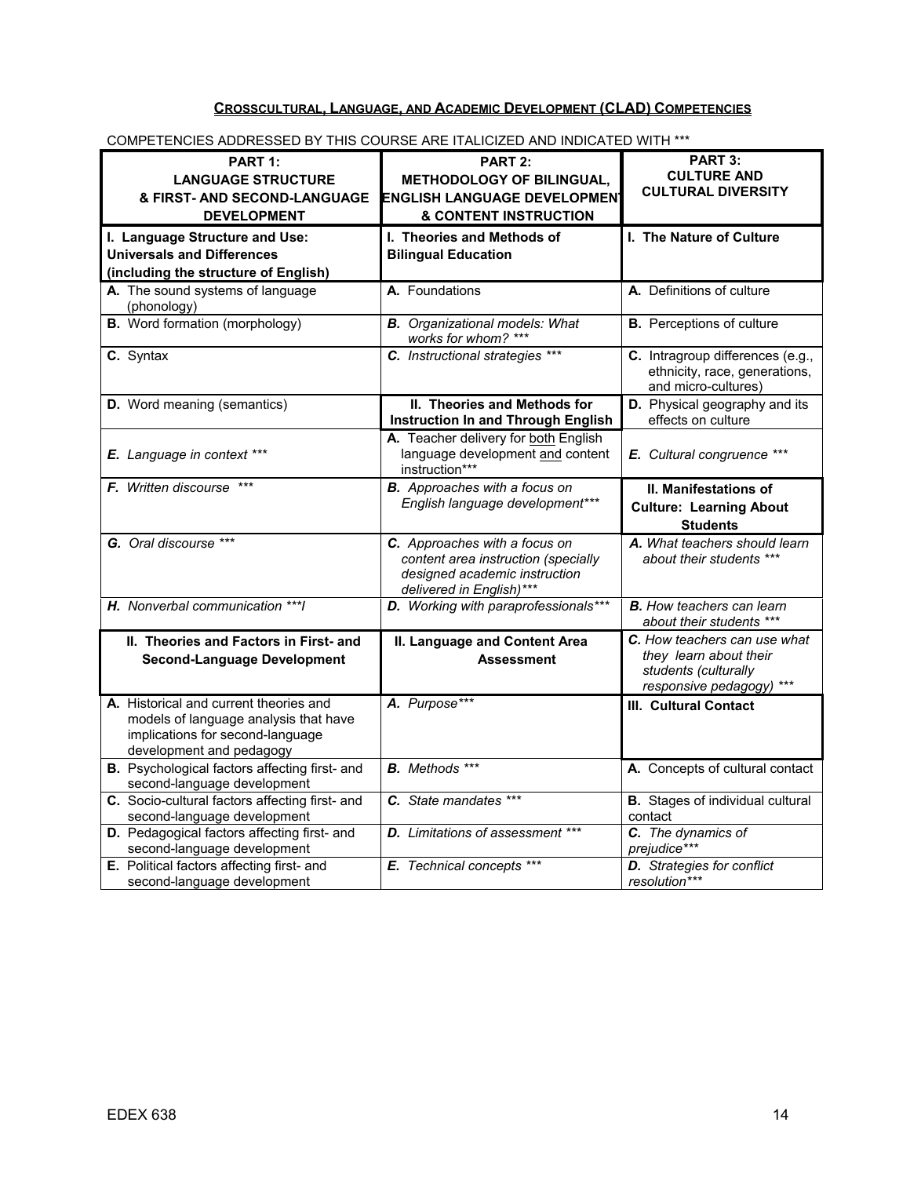# CROSSCULTURAL, LANGUAGE, AND ACADEMIC DEVELOPMENT (CLAD) COMPETENCIES

COMPETENCIES ADDRESSED BY THIS COURSE ARE ITALICIZED AND INDICATED WITH ***

| PART 1: LANGUAGE STRUCTURE & FIRST- AND SECOND-LANGUAGE DEVELOPMENT | PART 2: METHODOLOGY OF BILINGUAL, ENGLISH LANGUAGE DEVELOPMENT & CONTENT INSTRUCTION | PART 3: CULTURE AND CULTURAL DIVERSITY |
|---|---|---|
| **I. Language Structure and Use: Universals and Differences (including the structure of English)** | **I. Theories and Methods of Bilingual Education** | **I. The Nature of Culture** |
| **A.** The sound systems of language (phonology) | **A.** Foundations | **A.** Definitions of culture |
| **B.** Word formation (morphology) | ***B.** Organizational models: What works for whom? **** | **B.** Perceptions of culture |
| **C.** Syntax | ***C.** Instructional strategies **** | **C.** Intragroup differences (e.g., ethnicity, race, generations, and micro-cultures) |
| **D.** Word meaning (semantics) | **II. Theories and Methods for Instruction In and Through English** | **D.** Physical geography and its effects on culture |
| ***E.** Language in context **** | **A.** Teacher delivery for both English language development and content instruction*** | ***E.** Cultural congruence **** |
| ***F.** Written discourse **** | ***B.** Approaches with a focus on English language development**** | **II. Manifestations of Culture: Learning About Students** |
| ***G.** Oral discourse **** | ***C.** Approaches with a focus on content area instruction (specially designed academic instruction delivered in English)**** | ***A.** What teachers should learn about their students **** |
| ***H.** Nonverbal communication ***I* | ***D.** Working with paraprofessionals**** | ***B.** How teachers can learn about their students **** |
| **II. Theories and Factors in First- and Second-Language Development** | **II. Language and Content Area Assessment** | ***C.** How teachers can use what they learn about their students (culturally responsive pedagogy) **** |
| **A.** Historical and current theories and models of language analysis that have implications for second-language development and pedagogy | ***A.** Purpose**** | **III. Cultural Contact** |
| **B.** Psychological factors affecting first- and second-language development | ***B.** Methods **** | **A.** Concepts of cultural contact |
| **C.** Socio-cultural factors affecting first- and second-language development | ***C.** State mandates **** | **B.** Stages of individual cultural contact |
| **D.** Pedagogical factors affecting first- and second-language development | ***D.** Limitations of assessment **** | ***C.** The dynamics of prejudice**** |
| **E.** Political factors affecting first- and second-language development | ***E.** Technical concepts **** | ***D.** Strategies for conflict resolution**** |